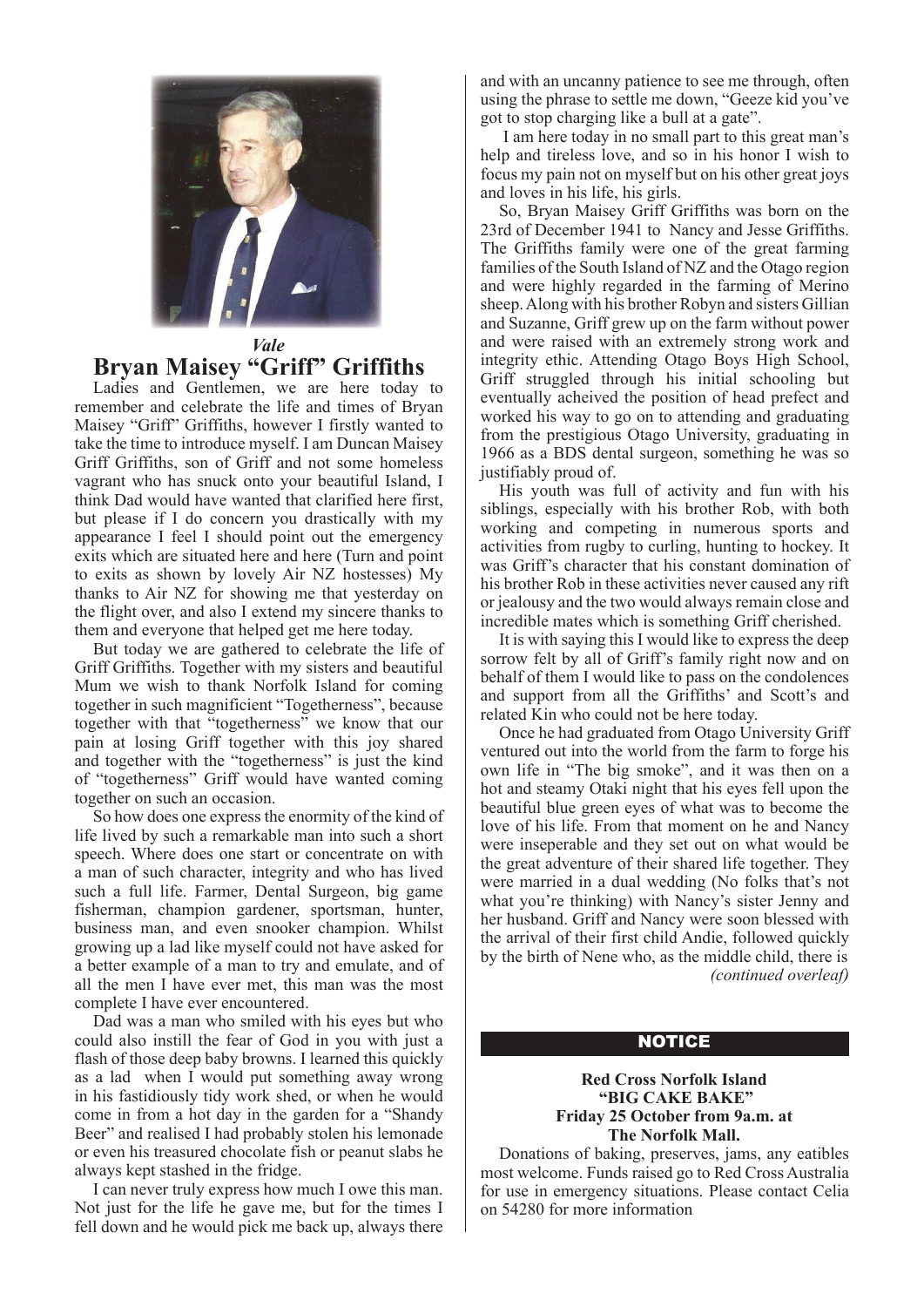*Vale*

# Bryan Maisey "Griff" Griffiths

Ladies and Gentlemen, we are here today to remember and celebrate the life and times of Bryan Maisey "Griff" Griffiths, however I firstly wanted to take the time to introduce myself. I am Duncan Maisey Griff Griffiths, son of Griff and not some homeless vagrant who has snuck onto your beautiful Island, I think Dad would have wanted that clarified here first, but please if I do concern you drastically with my appearance I feel I should point out the emergency exits which are situated here and here (Turn and point to exits as shown by lovely Air NZ hostesses) My thanks to Air NZ for showing me that yesterday on the flight over, and also I extend my sincere thanks to them and everyone that helped get me here today.

But today we are gathered to celebrate the life of Griff Griffiths. Together with my sisters and beautiful Mum we wish to thank Norfolk Island for coming together in such magnificient "Togetherness", because together with that "togetherness" we know that our pain at losing Griff together with this joy shared and together with the "togetherness" is just the kind of "togetherness" Griff would have wanted coming together on such an occasion.

So how does one express the enormity of the kind of life lived by such a remarkable man into such a short speech. Where does one start or concentrate on with a man of such character, integrity and who has lived such a full life. Farmer, Dental Surgeon, big game fisherman, champion gardener, sportsman, hunter, business man, and even snooker champion. Whilst growing up a lad like myself could not have asked for a better example of a man to try and emulate, and of all the men I have ever met, this man was the most complete I have ever encountered.

Dad was a man who smiled with his eyes but who could also instill the fear of God in you with just a flash of those deep baby browns. I learned this quickly as a lad when I would put something away wrong in his fastidiously tidy work shed, or when he would come in from a hot day in the garden for a "Shandy Beer" and realised I had probably stolen his lemonade or even his treasured chocolate fish or peanut slabs he always kept stashed in the fridge.

I can never truly express how much I owe this man. Not just for the life he gave me, but for the times I fell down and he would pick me back up, always there and with an uncanny patience to see me through, often using the phrase to settle me down, "Geeze kid you've got to stop charging like a bull at a gate".

I am here today in no small part to this great man's help and tireless love, and so in his honor I wish to focus my pain not on myself but on his other great joys and loves in his life, his girls.

So, Bryan Maisey Griff Griffiths was born on the 23rd of December 1941 to Nancy and Jesse Griffiths. The Griffiths family were one of the great farming families of the South Island of NZ and the Otago region and were highly regarded in the farming of Merino sheep. Along with his brother Robyn and sisters Gillian and Suzanne, Griff grew up on the farm without power and were raised with an extremely strong work and integrity ethic. Attending Otago Boys High School, Griff struggled through his initial schooling but eventually acheived the position of head prefect and worked his way to go on to attending and graduating from the prestigious Otago University, graduating in 1966 as a BDS dental surgeon, something he was so justifiably proud of.

His youth was full of activity and fun with his siblings, especially with his brother Rob, with both working and competing in numerous sports and activities from rugby to curling, hunting to hockey. It was Griff's character that his constant domination of his brother Rob in these activities never caused any rift or jealousy and the two would always remain close and incredible mates which is something Griff cherished.

It is with saying this I would like to express the deep sorrow felt by all of Griff's family right now and on behalf of them I would like to pass on the condolences and support from all the Griffiths' and Scott's and related Kin who could not be here today.

Once he had graduated from Otago University Griff ventured out into the world from the farm to forge his own life in "The big smoke", and it was then on a hot and steamy Otaki night that his eyes fell upon the beautiful blue green eyes of what was to become the love of his life. From that moment on he and Nancy were inseperable and they set out on what would be the great adventure of their shared life together. They were married in a dual wedding (No folks that's not what you're thinking) with Nancy's sister Jenny and her husband. Griff and Nancy were soon blessed with the arrival of their first child Andie, followed quickly by the birth of Nene who, as the middle child, there is

*(continued overleaf)*

## NOTICE

**Red Cross Norfolk Island**
**"BIG CAKE BAKE"**
**Friday 25 October from 9a.m. at**
**The Norfolk Mall.**

Donations of baking, preserves, jams, any eatibles most welcome. Funds raised go to Red Cross Australia for use in emergency situations. Please contact Celia on 54280 for more information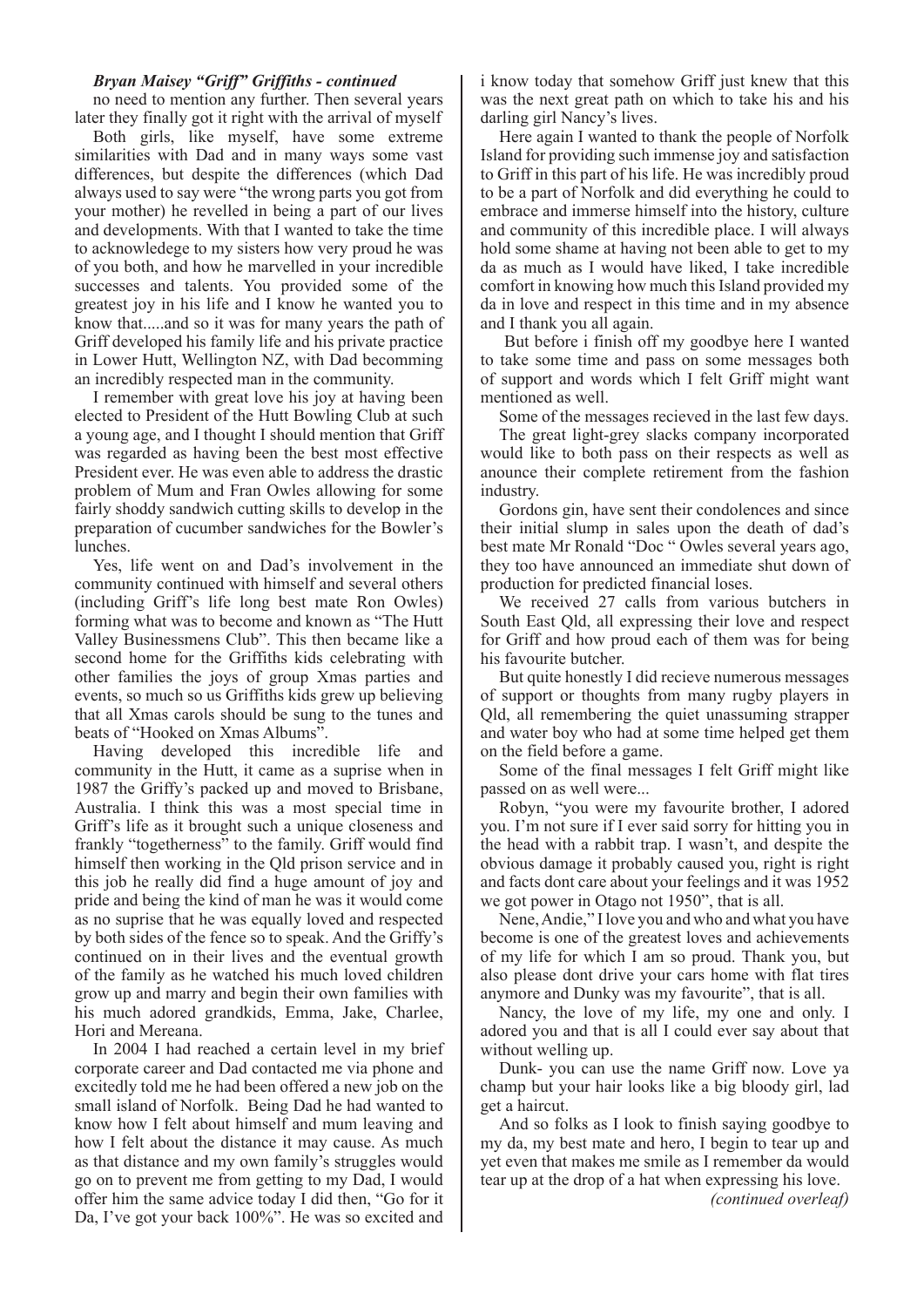***Bryan Maisey "Griff" Griffiths - continued***

no need to mention any further. Then several years later they finally got it right with the arrival of myself

Both girls, like myself, have some extreme similarities with Dad and in many ways some vast differences, but despite the differences (which Dad always used to say were "the wrong parts you got from your mother) he revelled in being a part of our lives and developments. With that I wanted to take the time to acknowledege to my sisters how very proud he was of you both, and how he marvelled in your incredible successes and talents. You provided some of the greatest joy in his life and I know he wanted you to know that.....and so it was for many years the path of Griff developed his family life and his private practice in Lower Hutt, Wellington NZ, with Dad becomming an incredibly respected man in the community.

I remember with great love his joy at having been elected to President of the Hutt Bowling Club at such a young age, and I thought I should mention that Griff was regarded as having been the best most effective President ever. He was even able to address the drastic problem of Mum and Fran Owles allowing for some fairly shoddy sandwich cutting skills to develop in the preparation of cucumber sandwiches for the Bowler's lunches.

Yes, life went on and Dad's involvement in the community continued with himself and several others (including Griff's life long best mate Ron Owles) forming what was to become and known as "The Hutt Valley Businessmens Club". This then became like a second home for the Griffiths kids celebrating with other families the joys of group Xmas parties and events, so much so us Griffiths kids grew up believing that all Xmas carols should be sung to the tunes and beats of "Hooked on Xmas Albums".

Having developed this incredible life and community in the Hutt, it came as a suprise when in 1987 the Griffy's packed up and moved to Brisbane, Australia. I think this was a most special time in Griff's life as it brought such a unique closeness and frankly "togetherness" to the family. Griff would find himself then working in the Qld prison service and in this job he really did find a huge amount of joy and pride and being the kind of man he was it would come as no suprise that he was equally loved and respected by both sides of the fence so to speak. And the Griffy's continued on in their lives and the eventual growth of the family as he watched his much loved children grow up and marry and begin their own families with his much adored grandkids, Emma, Jake, Charlee, Hori and Mereana.

In 2004 I had reached a certain level in my brief corporate career and Dad contacted me via phone and excitedly told me he had been offered a new job on the small island of Norfolk. Being Dad he had wanted to know how I felt about himself and mum leaving and how I felt about the distance it may cause. As much as that distance and my own family's struggles would go on to prevent me from getting to my Dad, I would offer him the same advice today I did then, "Go for it Da, I've got your back 100%". He was so excited and i know today that somehow Griff just knew that this was the next great path on which to take his and his darling girl Nancy's lives.

Here again I wanted to thank the people of Norfolk Island for providing such immense joy and satisfaction to Griff in this part of his life. He was incredibly proud to be a part of Norfolk and did everything he could to embrace and immerse himself into the history, culture and community of this incredible place. I will always hold some shame at having not been able to get to my da as much as I would have liked, I take incredible comfort in knowing how much this Island provided my da in love and respect in this time and in my absence and I thank you all again.

But before i finish off my goodbye here I wanted to take some time and pass on some messages both of support and words which I felt Griff might want mentioned as well.

Some of the messages recieved in the last few days.

The great light-grey slacks company incorporated would like to both pass on their respects as well as anounce their complete retirement from the fashion industry.

Gordons gin, have sent their condolences and since their initial slump in sales upon the death of dad's best mate Mr Ronald "Doc " Owles several years ago, they too have announced an immediate shut down of production for predicted financial loses.

We received 27 calls from various butchers in South East Qld, all expressing their love and respect for Griff and how proud each of them was for being his favourite butcher.

But quite honestly I did recieve numerous messages of support or thoughts from many rugby players in Qld, all remembering the quiet unassuming strapper and water boy who had at some time helped get them on the field before a game.

Some of the final messages I felt Griff might like passed on as well were...

Robyn, "you were my favourite brother, I adored you. I'm not sure if I ever said sorry for hitting you in the head with a rabbit trap. I wasn't, and despite the obvious damage it probably caused you, right is right and facts dont care about your feelings and it was 1952 we got power in Otago not 1950", that is all.

Nene, Andie," I love you and who and what you have become is one of the greatest loves and achievements of my life for which I am so proud. Thank you, but also please dont drive your cars home with flat tires anymore and Dunky was my favourite", that is all.

Nancy, the love of my life, my one and only. I adored you and that is all I could ever say about that without welling up.

Dunk- you can use the name Griff now. Love ya champ but your hair looks like a big bloody girl, lad get a haircut.

And so folks as I look to finish saying goodbye to my da, my best mate and hero, I begin to tear up and yet even that makes me smile as I remember da would tear up at the drop of a hat when expressing his love.

*(continued overleaf)*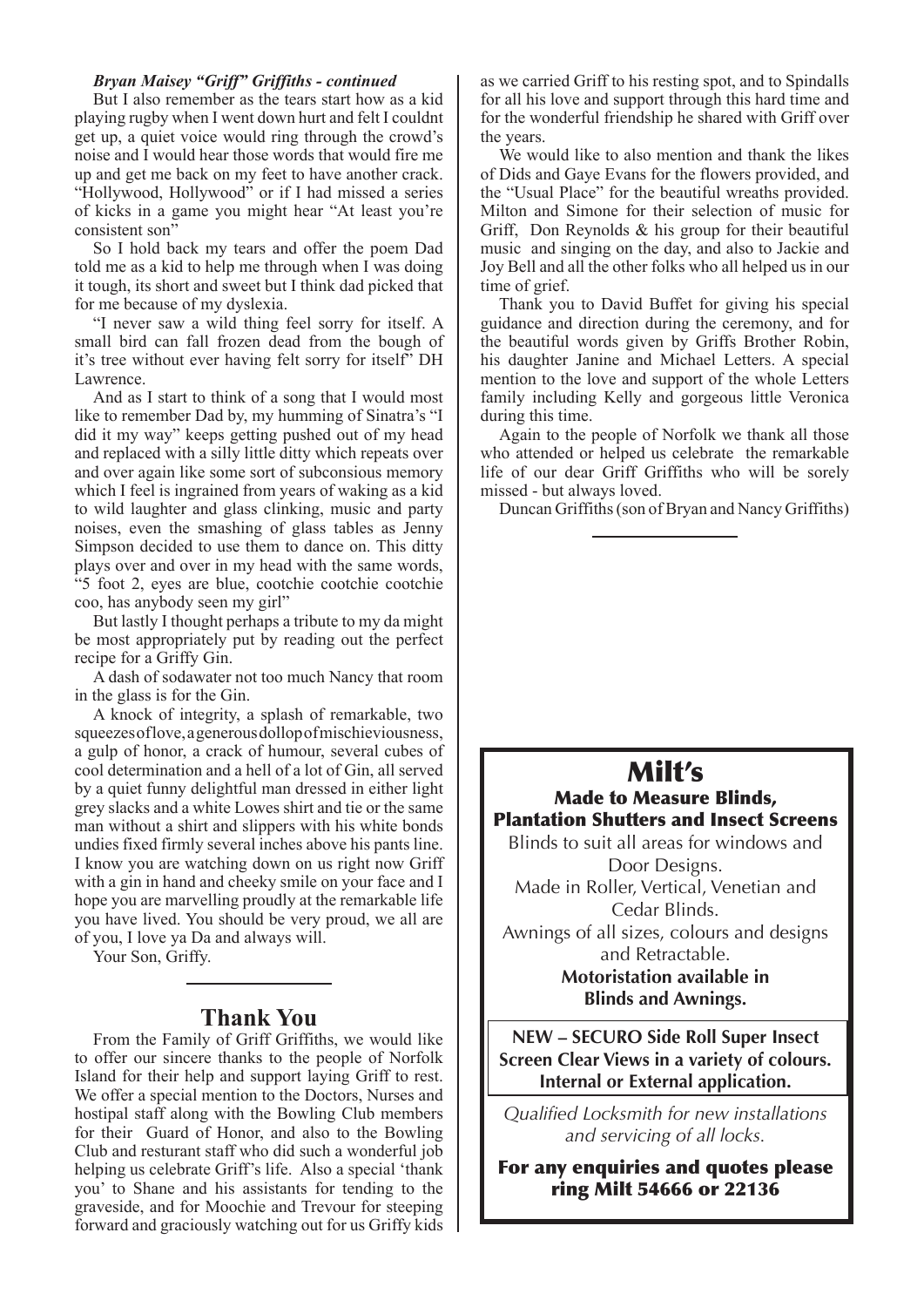***Bryan Maisey "Griff" Griffiths - continued***

But I also remember as the tears start how as a kid playing rugby when I went down hurt and felt I couldnt get up, a quiet voice would ring through the crowd's noise and I would hear those words that would fire me up and get me back on my feet to have another crack. "Hollywood, Hollywood" or if I had missed a series of kicks in a game you might hear "At least you're consistent son"

So I hold back my tears and offer the poem Dad told me as a kid to help me through when I was doing it tough, its short and sweet but I think dad picked that for me because of my dyslexia.

"I never saw a wild thing feel sorry for itself. A small bird can fall frozen dead from the bough of it's tree without ever having felt sorry for itself" DH Lawrence.

And as I start to think of a song that I would most like to remember Dad by, my humming of Sinatra's "I did it my way" keeps getting pushed out of my head and replaced with a silly little ditty which repeats over and over again like some sort of subconsious memory which I feel is ingrained from years of waking as a kid to wild laughter and glass clinking, music and party noises, even the smashing of glass tables as Jenny Simpson decided to use them to dance on. This ditty plays over and over in my head with the same words, "5 foot 2, eyes are blue, cootchie cootchie cootchie coo, has anybody seen my girl"

But lastly I thought perhaps a tribute to my da might be most appropriately put by reading out the perfect recipe for a Griffy Gin.

A dash of sodawater not too much Nancy that room in the glass is for the Gin.

A knock of integrity, a splash of remarkable, two squeezes of love, a generous dollop of mischieviousness, a gulp of honor, a crack of humour, several cubes of cool determination and a hell of a lot of Gin, all served by a quiet funny delightful man dressed in either light grey slacks and a white Lowes shirt and tie or the same man without a shirt and slippers with his white bonds undies fixed firmly several inches above his pants line. I know you are watching down on us right now Griff with a gin in hand and cheeky smile on your face and I hope you are marvelling proudly at the remarkable life you have lived. You should be very proud, we all are of you, I love ya Da and always will.

Your Son, Griffy.

---

## Thank You

From the Family of Griff Griffiths, we would like to offer our sincere thanks to the people of Norfolk Island for their help and support laying Griff to rest. We offer a special mention to the Doctors, Nurses and hostipal staff along with the Bowling Club members for their Guard of Honor, and also to the Bowling Club and resturant staff who did such a wonderful job helping us celebrate Griff's life. Also a special 'thank you' to Shane and his assistants for tending to the graveside, and for Moochie and Trevour for steeping forward and graciously watching out for us Griffy kids as we carried Griff to his resting spot, and to Spindalls for all his love and support through this hard time and for the wonderful friendship he shared with Griff over the years.

We would like to also mention and thank the likes of Dids and Gaye Evans for the flowers provided, and the "Usual Place" for the beautiful wreaths provided. Milton and Simone for their selection of music for Griff, Don Reynolds & his group for their beautiful music and singing on the day, and also to Jackie and Joy Bell and all the other folks who all helped us in our time of grief.

Thank you to David Buffet for giving his special guidance and direction during the ceremony, and for the beautiful words given by Griffs Brother Robin, his daughter Janine and Michael Letters. A special mention to the love and support of the whole Letters family including Kelly and gorgeous little Veronica during this time.

Again to the people of Norfolk we thank all those who attended or helped us celebrate the remarkable life of our dear Griff Griffiths who will be sorely missed - but always loved.

Duncan Griffiths (son of Bryan and Nancy Griffiths)

---

# Milt's

**Made to Measure Blinds, Plantation Shutters and Insect Screens**

Blinds to suit all areas for windows and Door Designs.

Made in Roller, Vertical, Venetian and Cedar Blinds.

Awnings of all sizes, colours and designs and Retractable.

**Motoristation available in Blinds and Awnings.**

**NEW – SECURO Side Roll Super Insect Screen Clear Views in a variety of colours. Internal or External application.**

*Qualified Locksmith for new installations and servicing of all locks.*

**For any enquiries and quotes please ring Milt 54666 or 22136**